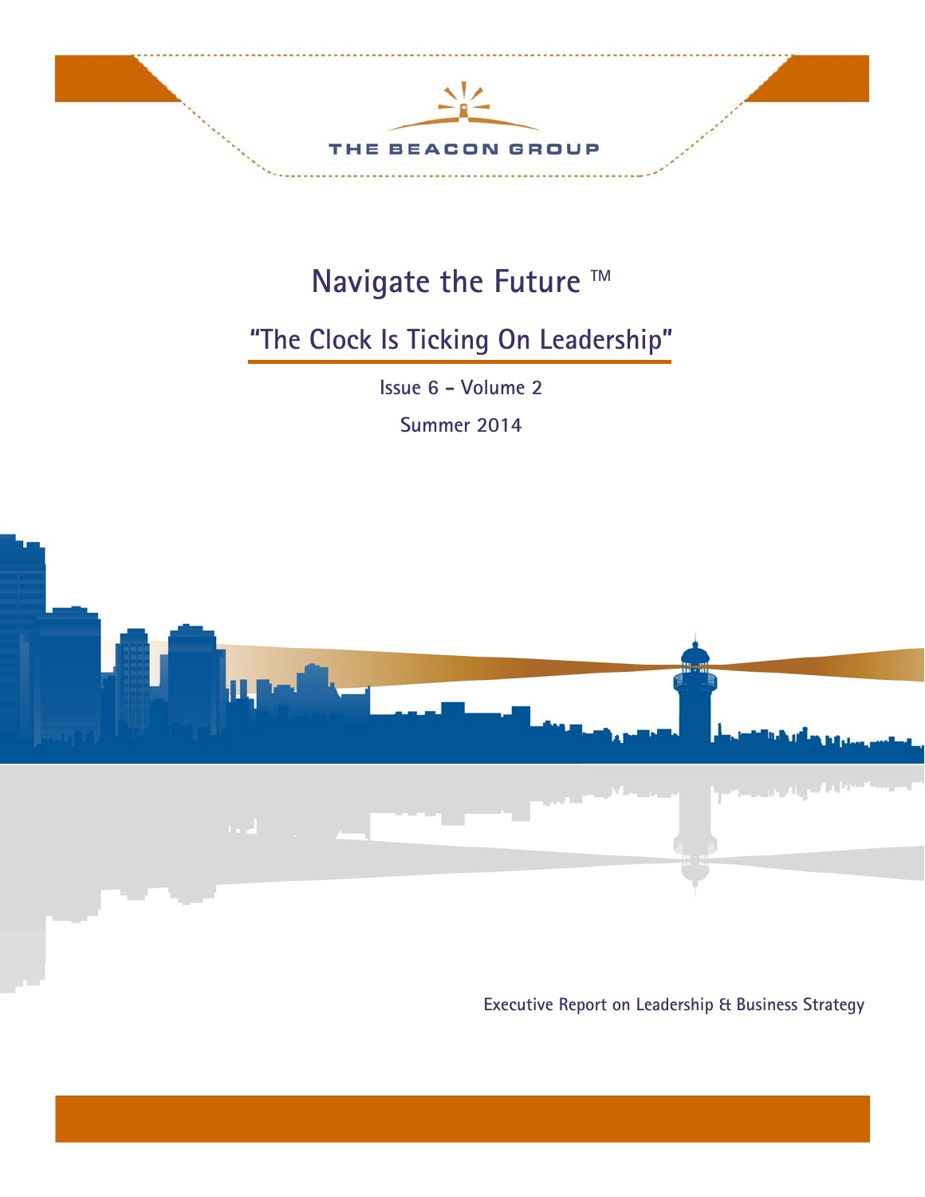THE BEACON GROUP

# Navigate the Future ™

## "The Clock Is Ticking On Leadership"

Issue 6 - Volume 2

Summer 2014

Executive Report on Leadership & Business Strategy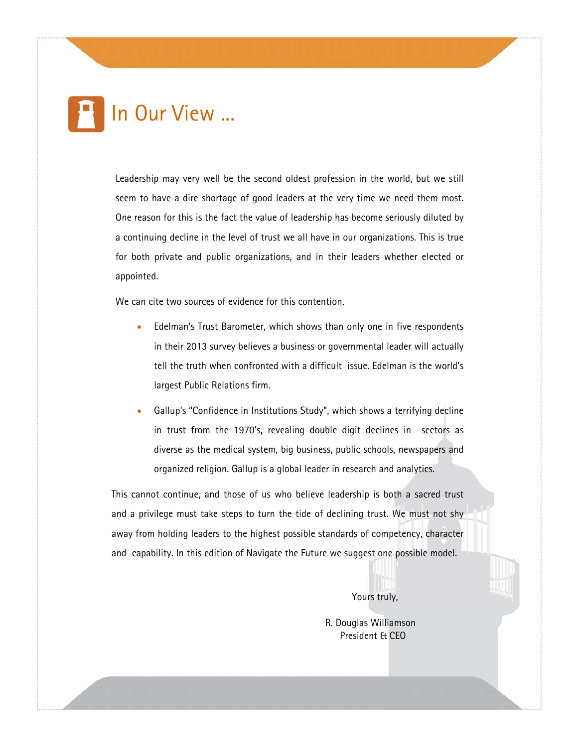# In Our View ...

Leadership may very well be the second oldest profession in the world, but we still seem to have a dire shortage of good leaders at the very time we need them most. One reason for this is the fact the value of leadership has become seriously diluted by a continuing decline in the level of trust we all have in our organizations. This is true for both private and public organizations, and in their leaders whether elected or appointed.

We can cite two sources of evidence for this contention.

- Edelman's Trust Barometer, which shows than only one in five respondents in their 2013 survey believes a business or governmental leader will actually tell the truth when confronted with a difficult issue. Edelman is the world's largest Public Relations firm.
- Gallup's "Confidence in Institutions Study", which shows a terrifying decline in trust from the 1970's, revealing double digit declines in sectors as diverse as the medical system, big business, public schools, newspapers and organized religion. Gallup is a global leader in research and analytics.

This cannot continue, and those of us who believe leadership is both a sacred trust and a privilege must take steps to turn the tide of declining trust. We must not shy away from holding leaders to the highest possible standards of competency, character and capability. In this edition of Navigate the Future we suggest one possible model.

Yours truly,

R. Douglas Williamson
President & CEO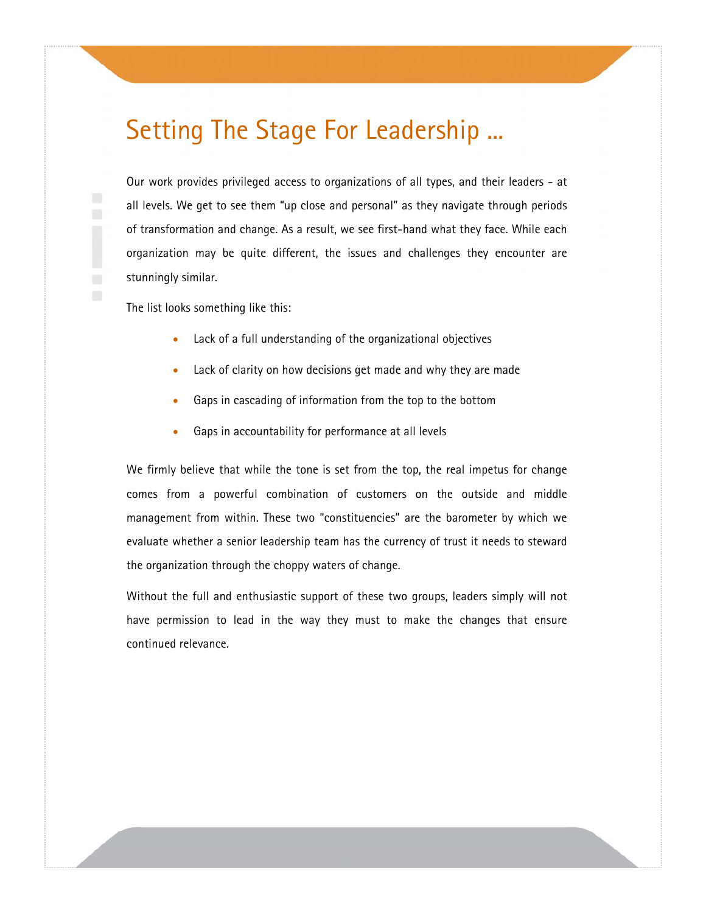# Setting The Stage For Leadership ...

Our work provides privileged access to organizations of all types, and their leaders - at all levels. We get to see them "up close and personal" as they navigate through periods of transformation and change. As a result, we see first-hand what they face. While each organization may be quite different, the issues and challenges they encounter are stunningly similar.

The list looks something like this:

- Lack of a full understanding of the organizational objectives
- Lack of clarity on how decisions get made and why they are made
- Gaps in cascading of information from the top to the bottom
- Gaps in accountability for performance at all levels

We firmly believe that while the tone is set from the top, the real impetus for change comes from a powerful combination of customers on the outside and middle management from within. These two "constituencies" are the barometer by which we evaluate whether a senior leadership team has the currency of trust it needs to steward the organization through the choppy waters of change.

Without the full and enthusiastic support of these two groups, leaders simply will not have permission to lead in the way they must to make the changes that ensure continued relevance.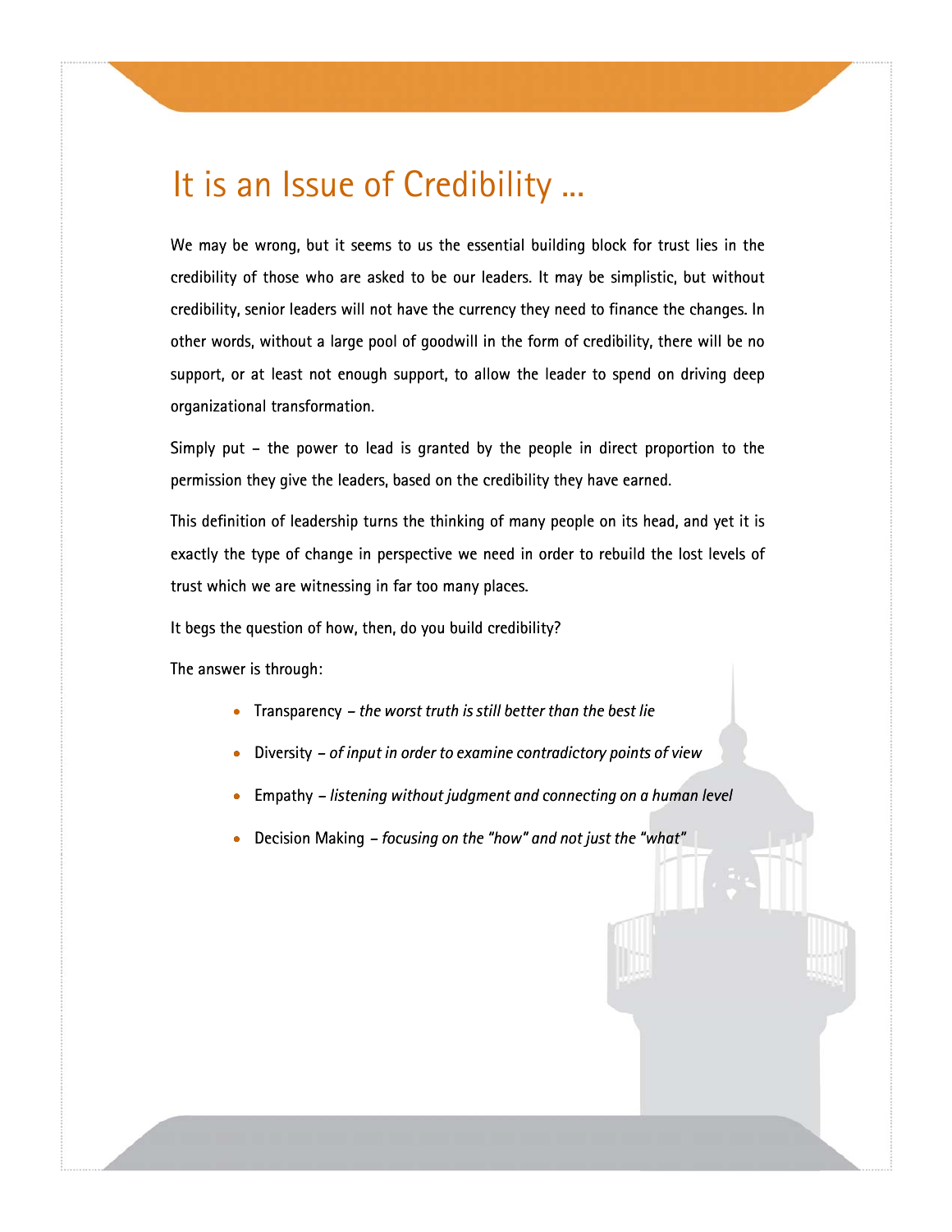# It is an Issue of Credibility ...

We may be wrong, but it seems to us the essential building block for trust lies in the credibility of those who are asked to be our leaders. It may be simplistic, but without credibility, senior leaders will not have the currency they need to finance the changes. In other words, without a large pool of goodwill in the form of credibility, there will be no support, or at least not enough support, to allow the leader to spend on driving deep organizational transformation.

Simply put – the power to lead is granted by the people in direct proportion to the permission they give the leaders, based on the credibility they have earned.

This definition of leadership turns the thinking of many people on its head, and yet it is exactly the type of change in perspective we need in order to rebuild the lost levels of trust which we are witnessing in far too many places.

It begs the question of how, then, do you build credibility?

The answer is through:

- Transparency – *the worst truth is still better than the best lie*
- Diversity – *of input in order to examine contradictory points of view*
- Empathy – *listening without judgment and connecting on a human level*
- Decision Making – *focusing on the "how" and not just the "what"*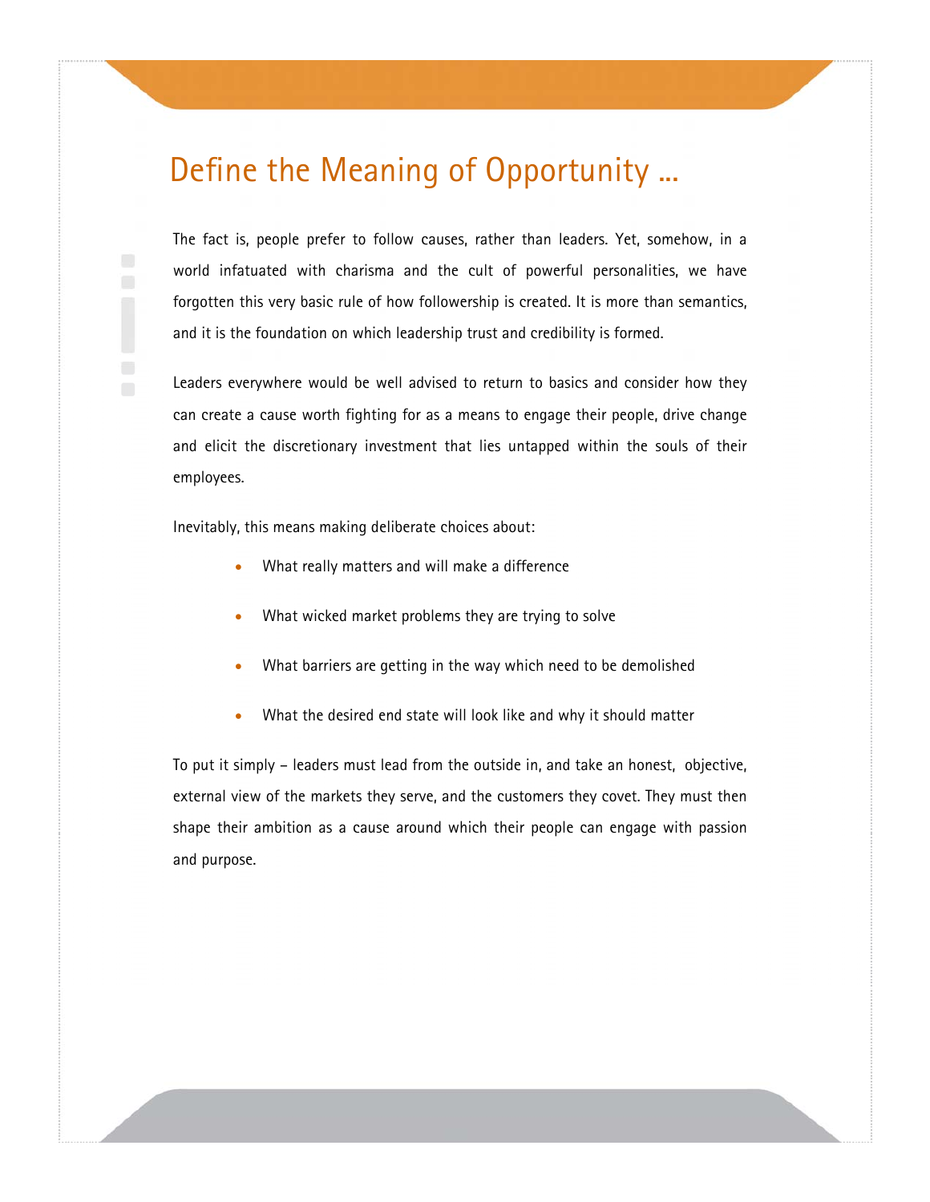# Define the Meaning of Opportunity ...

The fact is, people prefer to follow causes, rather than leaders. Yet, somehow, in a world infatuated with charisma and the cult of powerful personalities, we have forgotten this very basic rule of how followership is created. It is more than semantics, and it is the foundation on which leadership trust and credibility is formed.

Leaders everywhere would be well advised to return to basics and consider how they can create a cause worth fighting for as a means to engage their people, drive change and elicit the discretionary investment that lies untapped within the souls of their employees.

Inevitably, this means making deliberate choices about:

- What really matters and will make a difference
- What wicked market problems they are trying to solve
- What barriers are getting in the way which need to be demolished
- What the desired end state will look like and why it should matter

To put it simply – leaders must lead from the outside in, and take an honest, objective, external view of the markets they serve, and the customers they covet. They must then shape their ambition as a cause around which their people can engage with passion and purpose.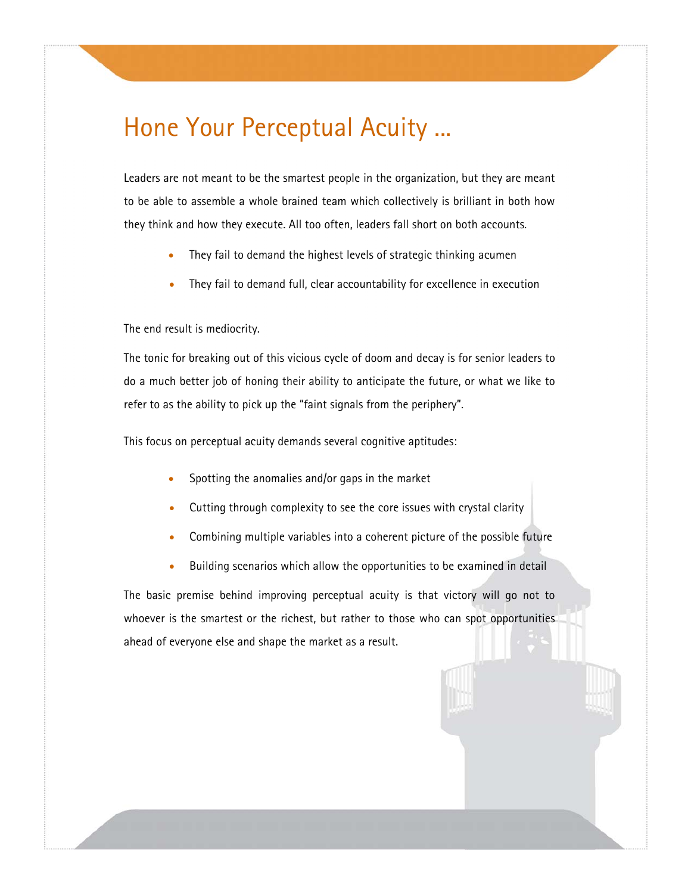# Hone Your Perceptual Acuity ...

Leaders are not meant to be the smartest people in the organization, but they are meant to be able to assemble a whole brained team which collectively is brilliant in both how they think and how they execute. All too often, leaders fall short on both accounts.

- They fail to demand the highest levels of strategic thinking acumen
- They fail to demand full, clear accountability for excellence in execution

The end result is mediocrity.

The tonic for breaking out of this vicious cycle of doom and decay is for senior leaders to do a much better job of honing their ability to anticipate the future, or what we like to refer to as the ability to pick up the "faint signals from the periphery".

This focus on perceptual acuity demands several cognitive aptitudes:

- Spotting the anomalies and/or gaps in the market
- Cutting through complexity to see the core issues with crystal clarity
- Combining multiple variables into a coherent picture of the possible future
- Building scenarios which allow the opportunities to be examined in detail

The basic premise behind improving perceptual acuity is that victory will go not to whoever is the smartest or the richest, but rather to those who can spot opportunities ahead of everyone else and shape the market as a result.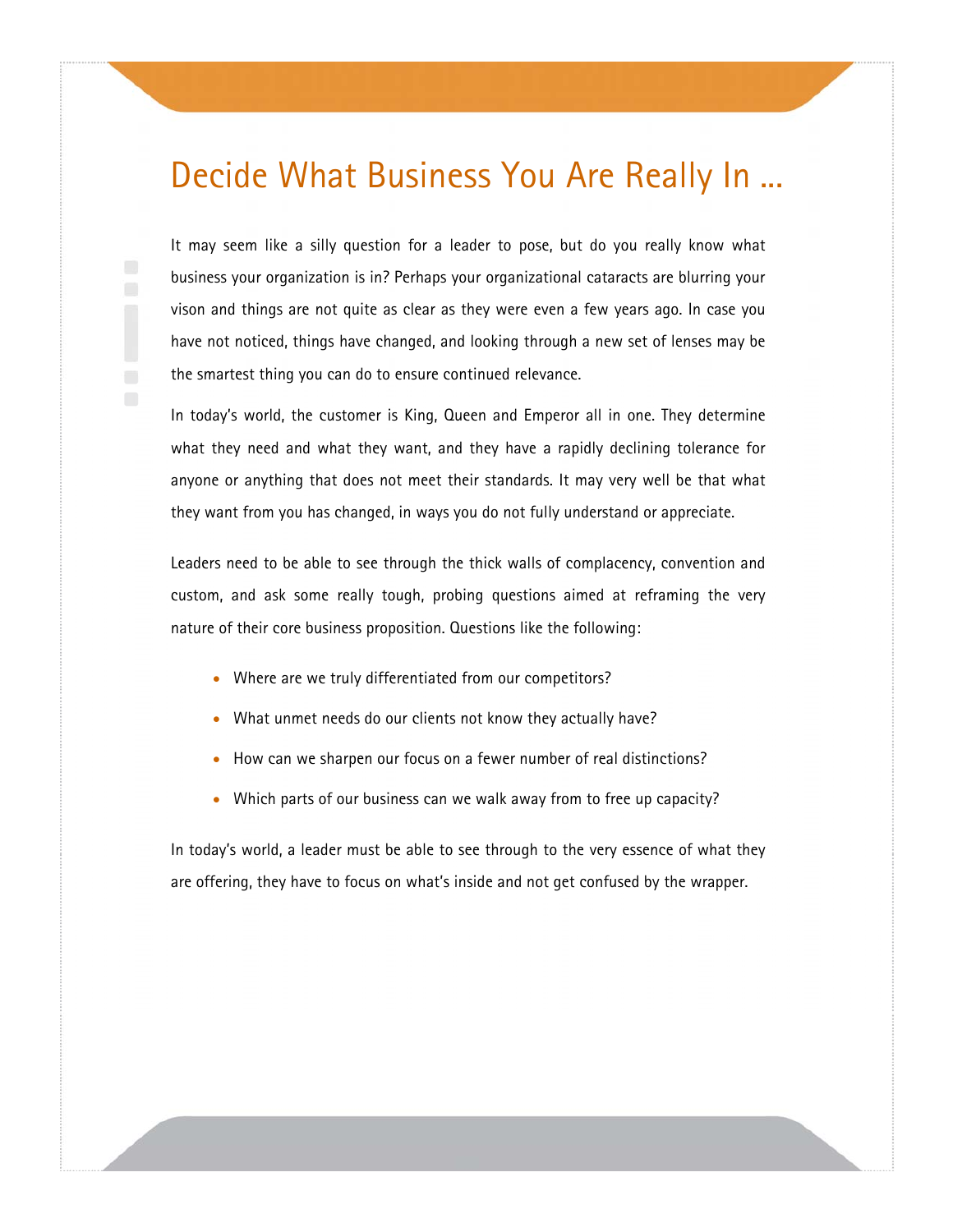# Decide What Business You Are Really In ...

It may seem like a silly question for a leader to pose, but do you really know what business your organization is in? Perhaps your organizational cataracts are blurring your vison and things are not quite as clear as they were even a few years ago. In case you have not noticed, things have changed, and looking through a new set of lenses may be the smartest thing you can do to ensure continued relevance.

In today's world, the customer is King, Queen and Emperor all in one. They determine what they need and what they want, and they have a rapidly declining tolerance for anyone or anything that does not meet their standards. It may very well be that what they want from you has changed, in ways you do not fully understand or appreciate.

Leaders need to be able to see through the thick walls of complacency, convention and custom, and ask some really tough, probing questions aimed at reframing the very nature of their core business proposition. Questions like the following:

- Where are we truly differentiated from our competitors?
- What unmet needs do our clients not know they actually have?
- How can we sharpen our focus on a fewer number of real distinctions?
- Which parts of our business can we walk away from to free up capacity?

In today's world, a leader must be able to see through to the very essence of what they are offering, they have to focus on what's inside and not get confused by the wrapper.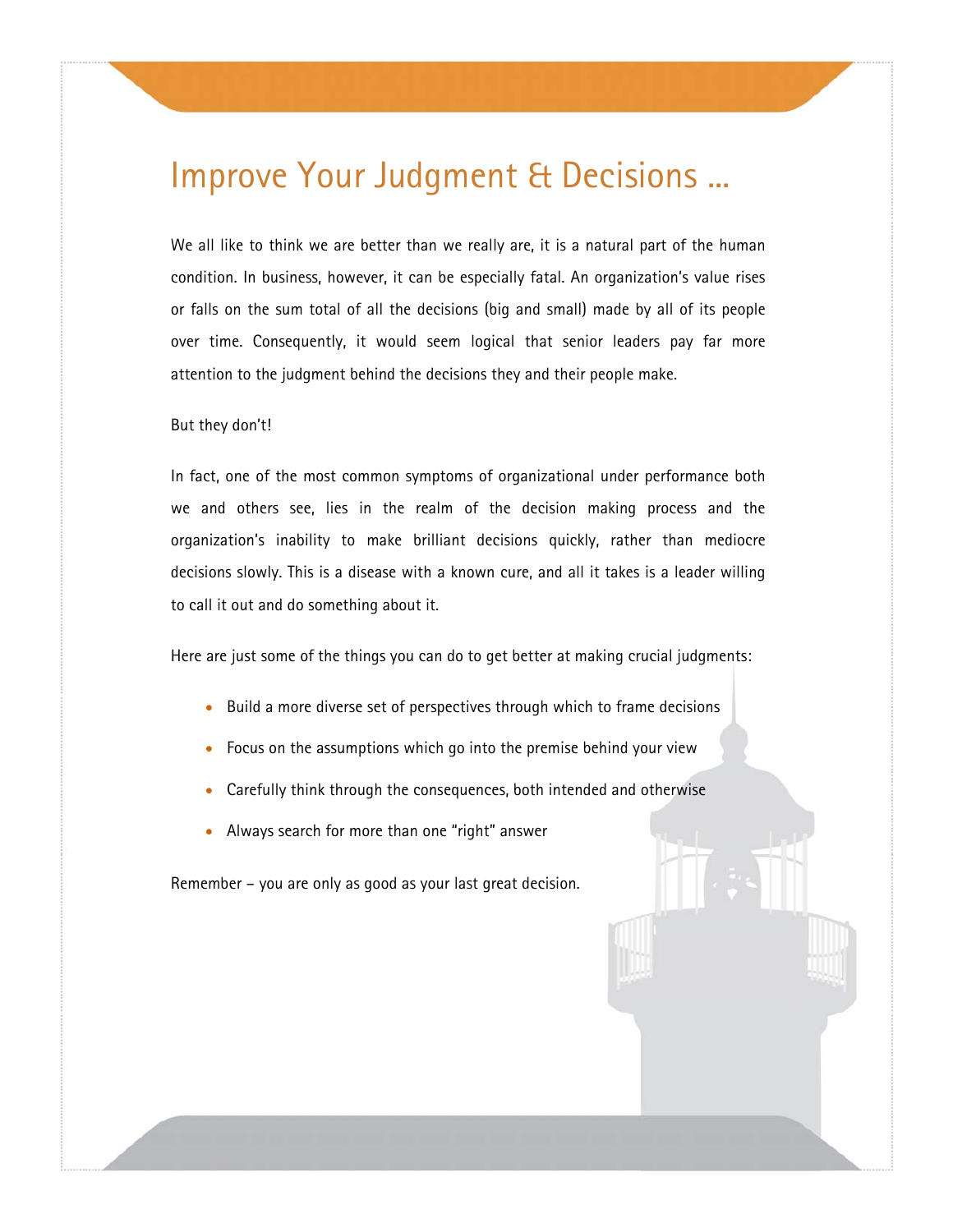# Improve Your Judgment & Decisions ...

We all like to think we are better than we really are, it is a natural part of the human condition. In business, however, it can be especially fatal. An organization's value rises or falls on the sum total of all the decisions (big and small) made by all of its people over time. Consequently, it would seem logical that senior leaders pay far more attention to the judgment behind the decisions they and their people make.

But they don't!

In fact, one of the most common symptoms of organizational under performance both we and others see, lies in the realm of the decision making process and the organization's inability to make brilliant decisions quickly, rather than mediocre decisions slowly. This is a disease with a known cure, and all it takes is a leader willing to call it out and do something about it.

Here are just some of the things you can do to get better at making crucial judgments:

- Build a more diverse set of perspectives through which to frame decisions
- Focus on the assumptions which go into the premise behind your view
- Carefully think through the consequences, both intended and otherwise
- Always search for more than one "right" answer

Remember – you are only as good as your last great decision.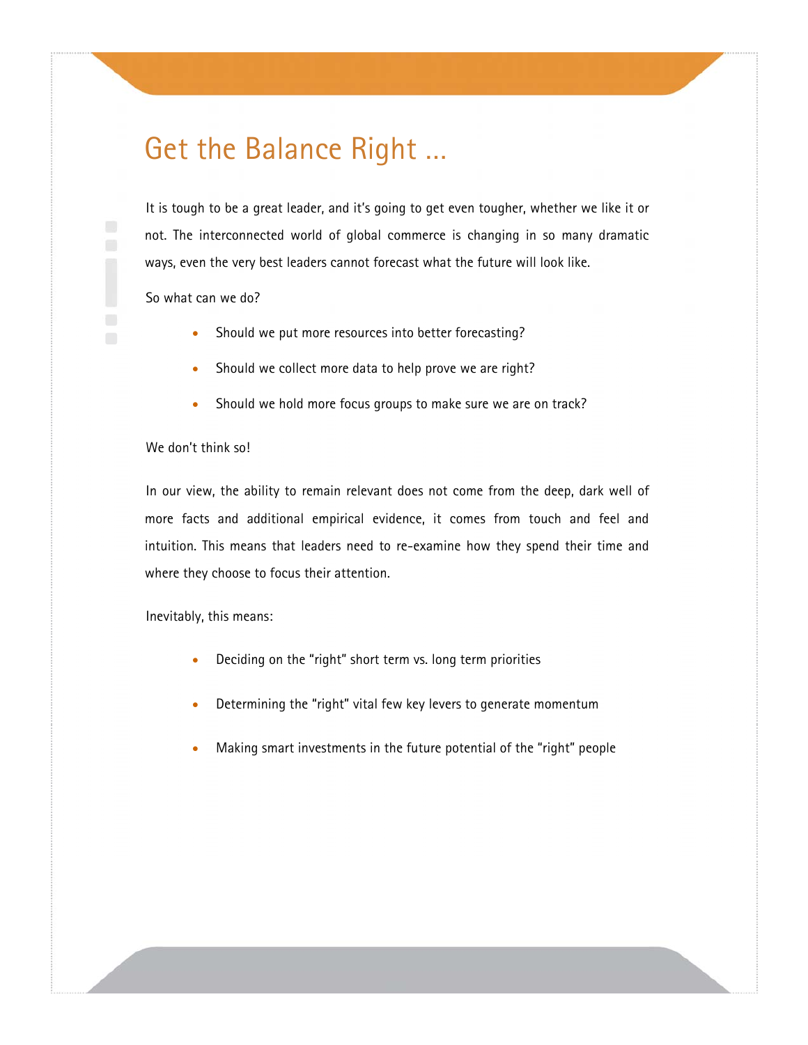# Get the Balance Right ...

It is tough to be a great leader, and it's going to get even tougher, whether we like it or not. The interconnected world of global commerce is changing in so many dramatic ways, even the very best leaders cannot forecast what the future will look like.

So what can we do?

- Should we put more resources into better forecasting?
- Should we collect more data to help prove we are right?
- Should we hold more focus groups to make sure we are on track?

We don't think so!

In our view, the ability to remain relevant does not come from the deep, dark well of more facts and additional empirical evidence, it comes from touch and feel and intuition. This means that leaders need to re-examine how they spend their time and where they choose to focus their attention.

Inevitably, this means:

- Deciding on the "right" short term vs. long term priorities
- Determining the "right" vital few key levers to generate momentum
- Making smart investments in the future potential of the "right" people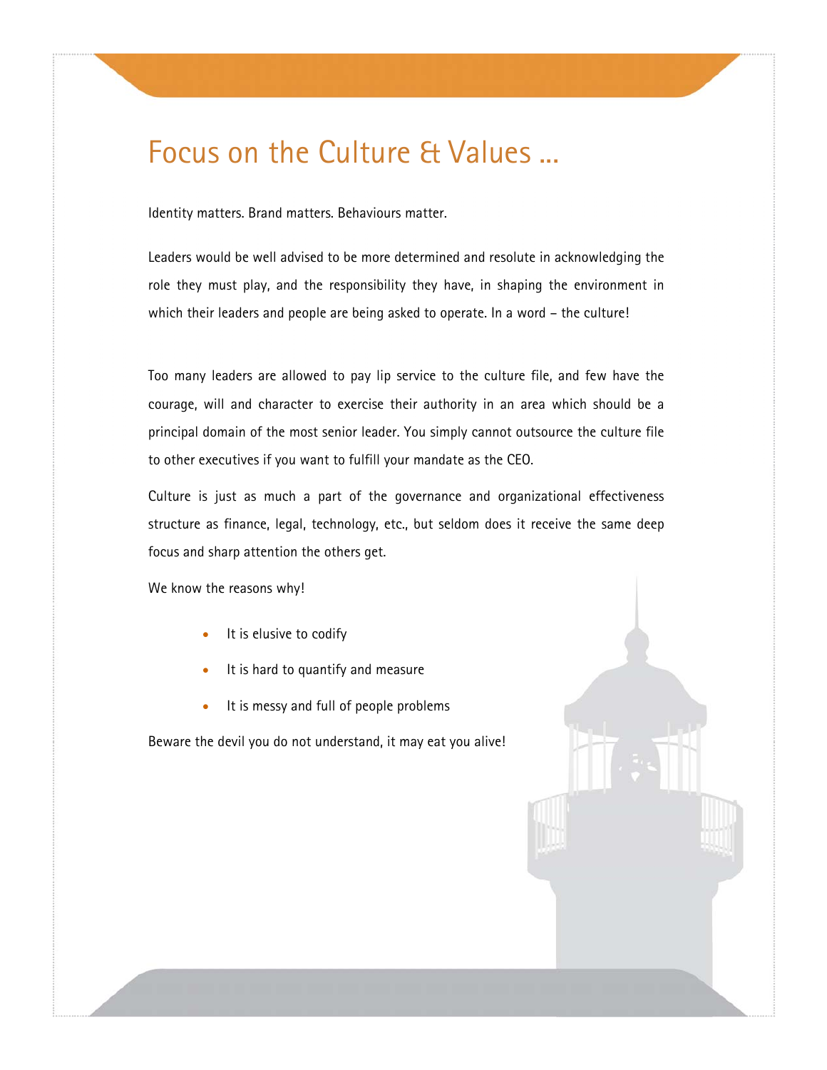# Focus on the Culture & Values ...

Identity matters. Brand matters. Behaviours matter.

Leaders would be well advised to be more determined and resolute in acknowledging the role they must play, and the responsibility they have, in shaping the environment in which their leaders and people are being asked to operate. In a word – the culture!

Too many leaders are allowed to pay lip service to the culture file, and few have the courage, will and character to exercise their authority in an area which should be a principal domain of the most senior leader. You simply cannot outsource the culture file to other executives if you want to fulfill your mandate as the CEO.

Culture is just as much a part of the governance and organizational effectiveness structure as finance, legal, technology, etc., but seldom does it receive the same deep focus and sharp attention the others get.

We know the reasons why!

- It is elusive to codify
- It is hard to quantify and measure
- It is messy and full of people problems

Beware the devil you do not understand, it may eat you alive!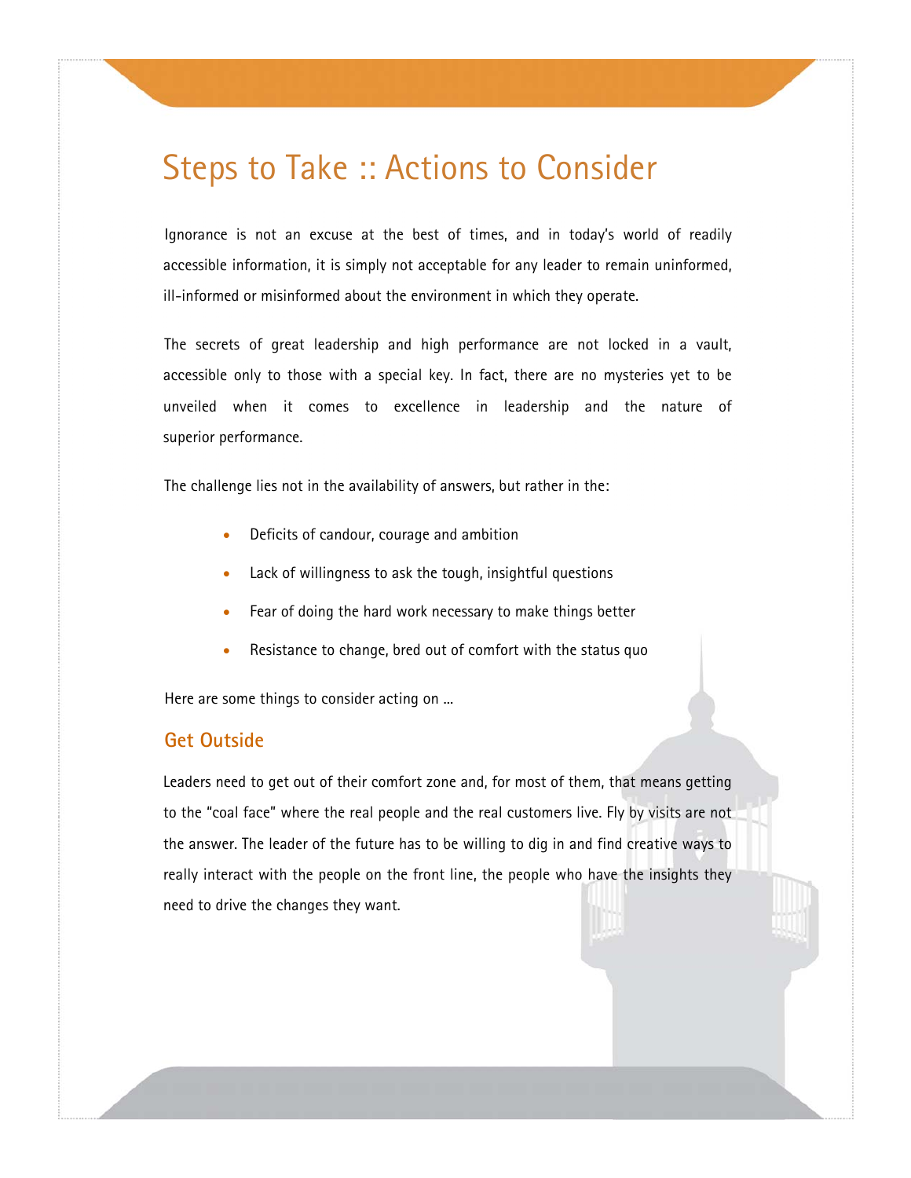# Steps to Take :: Actions to Consider

Ignorance is not an excuse at the best of times, and in today's world of readily accessible information, it is simply not acceptable for any leader to remain uninformed, ill-informed or misinformed about the environment in which they operate.

The secrets of great leadership and high performance are not locked in a vault, accessible only to those with a special key. In fact, there are no mysteries yet to be unveiled when it comes to excellence in leadership and the nature of superior performance.

The challenge lies not in the availability of answers, but rather in the:

- Deficits of candour, courage and ambition
- Lack of willingness to ask the tough, insightful questions
- Fear of doing the hard work necessary to make things better
- Resistance to change, bred out of comfort with the status quo

Here are some things to consider acting on ...

## Get Outside

Leaders need to get out of their comfort zone and, for most of them, that means getting to the "coal face" where the real people and the real customers live. Fly by visits are not the answer. The leader of the future has to be willing to dig in and find creative ways to really interact with the people on the front line, the people who have the insights they need to drive the changes they want.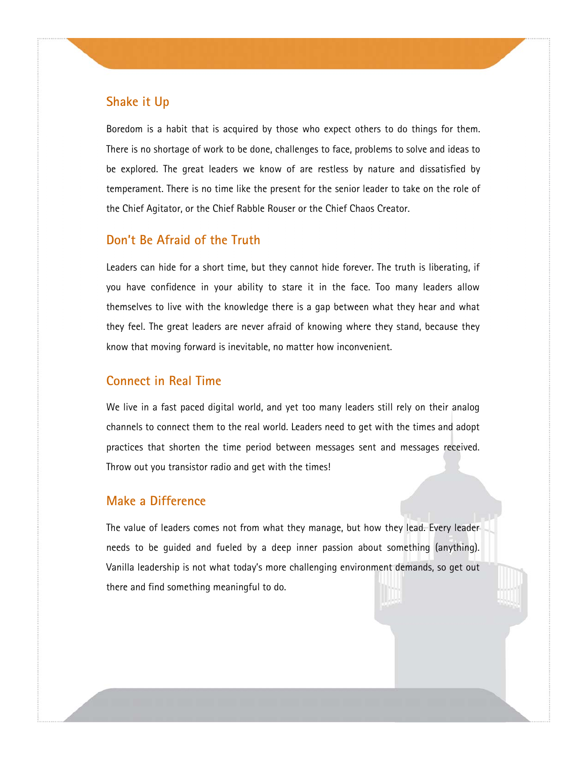## Shake it Up

Boredom is a habit that is acquired by those who expect others to do things for them. There is no shortage of work to be done, challenges to face, problems to solve and ideas to be explored. The great leaders we know of are restless by nature and dissatisfied by temperament. There is no time like the present for the senior leader to take on the role of the Chief Agitator, or the Chief Rabble Rouser or the Chief Chaos Creator.

## Don't Be Afraid of the Truth

Leaders can hide for a short time, but they cannot hide forever. The truth is liberating, if you have confidence in your ability to stare it in the face. Too many leaders allow themselves to live with the knowledge there is a gap between what they hear and what they feel. The great leaders are never afraid of knowing where they stand, because they know that moving forward is inevitable, no matter how inconvenient.

## Connect in Real Time

We live in a fast paced digital world, and yet too many leaders still rely on their analog channels to connect them to the real world. Leaders need to get with the times and adopt practices that shorten the time period between messages sent and messages received. Throw out you transistor radio and get with the times!

## Make a Difference

The value of leaders comes not from what they manage, but how they lead. Every leader needs to be guided and fueled by a deep inner passion about something (anything). Vanilla leadership is not what today's more challenging environment demands, so get out there and find something meaningful to do.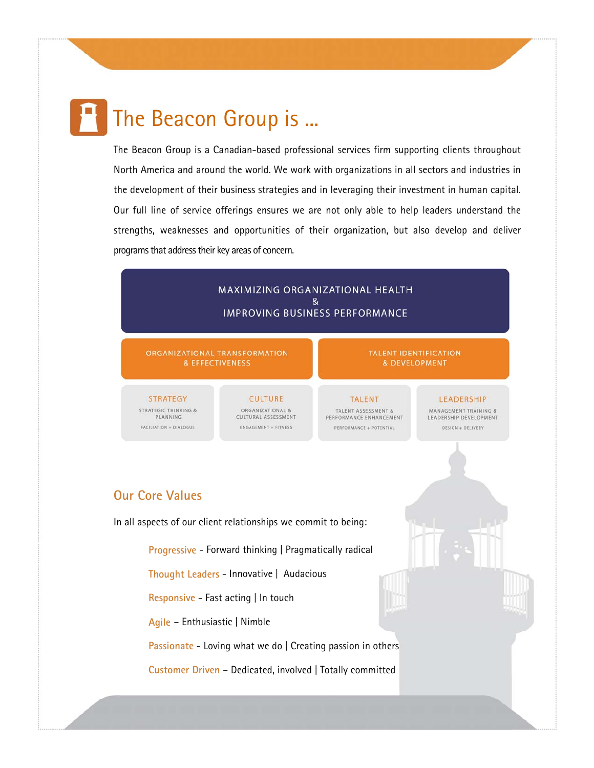# The Beacon Group is ...

The Beacon Group is a Canadian-based professional services firm supporting clients throughout North America and around the world. We work with organizations in all sectors and industries in the development of their business strategies and in leveraging their investment in human capital. Our full line of service offerings ensures we are not only able to help leaders understand the strengths, weaknesses and opportunities of their organization, but also develop and deliver programs that address their key areas of concern.

**MAXIMIZING ORGANIZATIONAL HEALTH & IMPROVING BUSINESS PERFORMANCE**

| ORGANIZATIONAL TRANSFORMATION & EFFECTIVENESS | | TALENT IDENTIFICATION & DEVELOPMENT | |
|---|---|---|---|
| STRATEGY | CULTURE | TALENT | LEADERSHIP |
| STRATEGIC THINKING & PLANNING | ORGANIZATIONAL & CULTURAL ASSESSMENT | TALENT ASSESSMENT & PERFORMANCE ENHANCEMENT | MANAGEMENT TRAINING & LEADERSHIP DEVELOPMENT |
| FACILIATION + DIALOGUE | ENGAGEMENT + FITNESS | PERFORMANCE + POTENTIAL | DESIGN + DELIVERY |

## Our Core Values

In all aspects of our client relationships we commit to being:

- Progressive - Forward thinking | Pragmatically radical
- Thought Leaders - Innovative | Audacious
- Responsive - Fast acting | In touch
- Agile – Enthusiastic | Nimble
- Passionate - Loving what we do | Creating passion in others
- Customer Driven – Dedicated, involved | Totally committed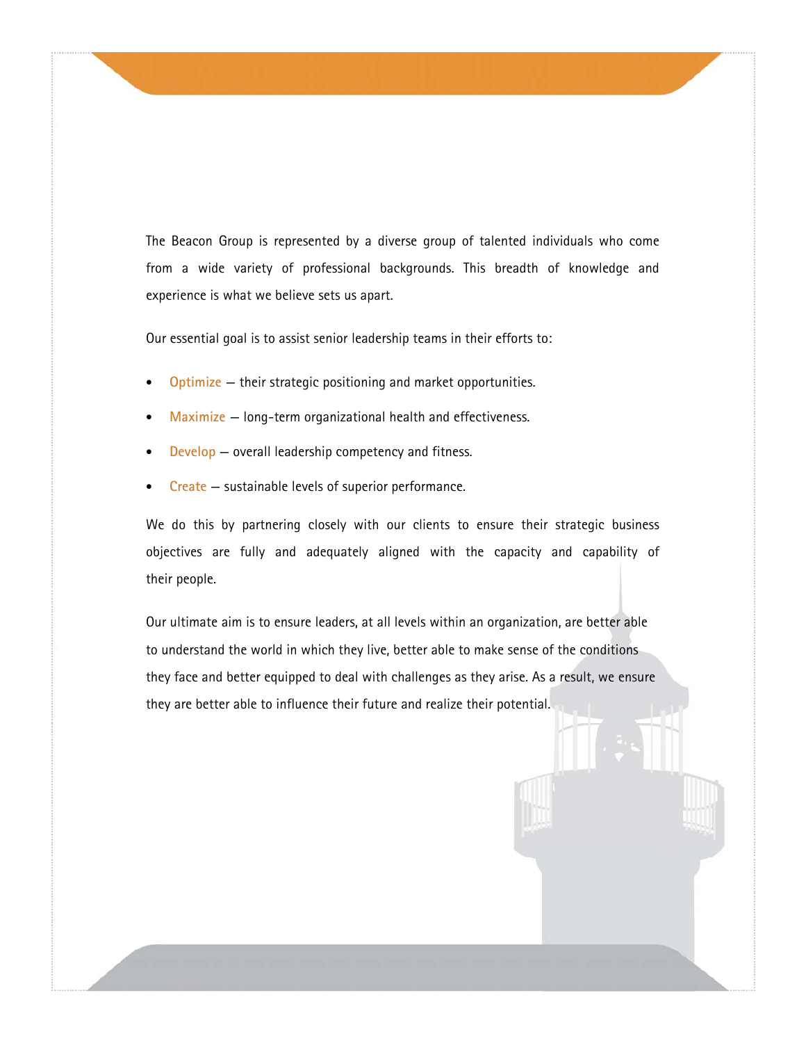The Beacon Group is represented by a diverse group of talented individuals who come from a wide variety of professional backgrounds. This breadth of knowledge and experience is what we believe sets us apart.

Our essential goal is to assist senior leadership teams in their efforts to:

- **Optimize** – their strategic positioning and market opportunities.
- **Maximize** – long-term organizational health and effectiveness.
- **Develop** – overall leadership competency and fitness.
- **Create** – sustainable levels of superior performance.

We do this by partnering closely with our clients to ensure their strategic business objectives are fully and adequately aligned with the capacity and capability of their people.

Our ultimate aim is to ensure leaders, at all levels within an organization, are better able to understand the world in which they live, better able to make sense of the conditions they face and better equipped to deal with challenges as they arise. As a result, we ensure they are better able to influence their future and realize their potential.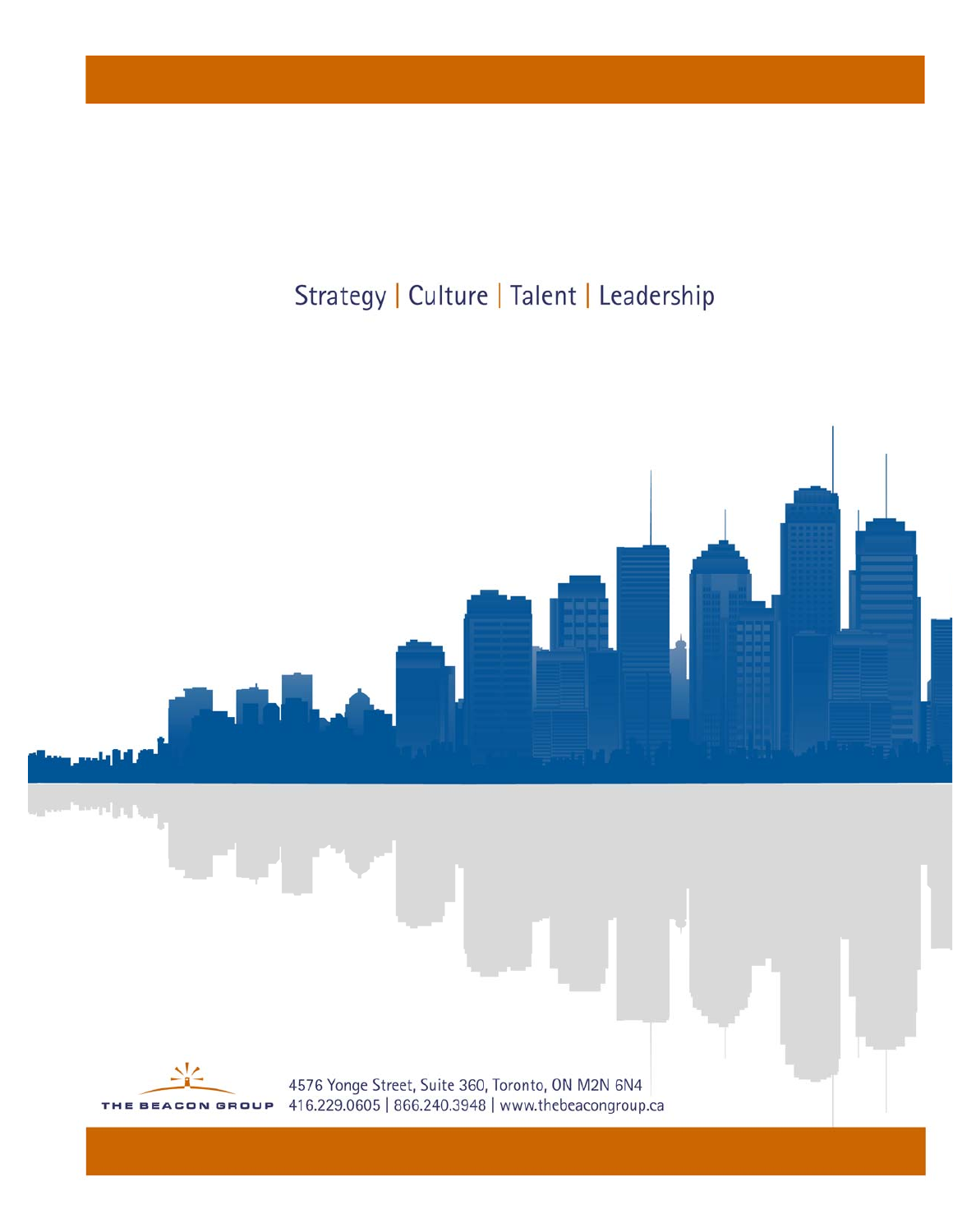Strategy | Culture | Talent | Leadership

THE BEACON GROUP

4576 Yonge Street, Suite 360, Toronto, ON M2N 6N4
416.229.0605 | 866.240.3948 | www.thebeacongroup.ca